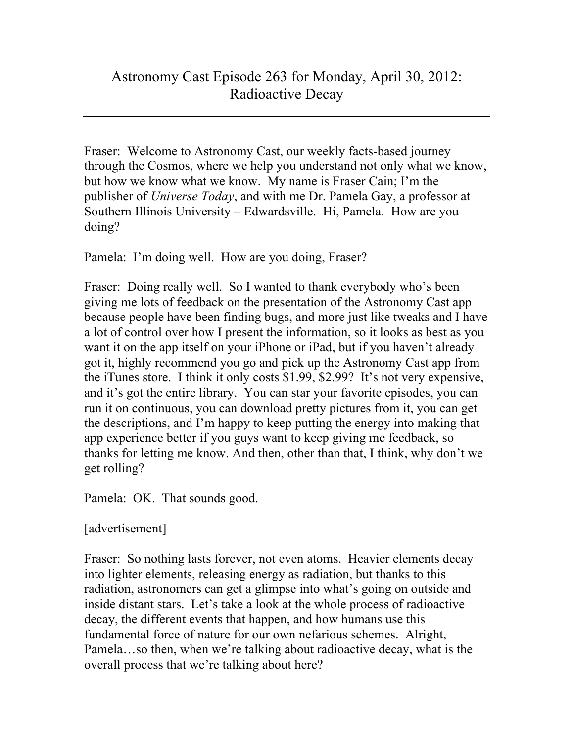# Astronomy Cast Episode 263 for Monday, April 30, 2012: Radioactive Decay

---

Fraser: Welcome to Astronomy Cast, our weekly facts-based journey through the Cosmos, where we help you understand not only what we know, but how we know what we know. My name is Fraser Cain; I'm the publisher of *Universe Today*, and with me Dr. Pamela Gay, a professor at Southern Illinois University – Edwardsville. Hi, Pamela. How are you doing?

Pamela: I'm doing well. How are you doing, Fraser?

Fraser: Doing really well. So I wanted to thank everybody who's been giving me lots of feedback on the presentation of the Astronomy Cast app because people have been finding bugs, and more just like tweaks and I have a lot of control over how I present the information, so it looks as best as you want it on the app itself on your iPhone or iPad, but if you haven't already got it, highly recommend you go and pick up the Astronomy Cast app from the iTunes store. I think it only costs $1.99, $2.99? It's not very expensive, and it's got the entire library. You can star your favorite episodes, you can run it on continuous, you can download pretty pictures from it, you can get the descriptions, and I'm happy to keep putting the energy into making that app experience better if you guys want to keep giving me feedback, so thanks for letting me know. And then, other than that, I think, why don't we get rolling?

Pamela: OK. That sounds good.

[advertisement]

Fraser: So nothing lasts forever, not even atoms. Heavier elements decay into lighter elements, releasing energy as radiation, but thanks to this radiation, astronomers can get a glimpse into what's going on outside and inside distant stars. Let's take a look at the whole process of radioactive decay, the different events that happen, and how humans use this fundamental force of nature for our own nefarious schemes. Alright, Pamela…so then, when we're talking about radioactive decay, what is the overall process that we're talking about here?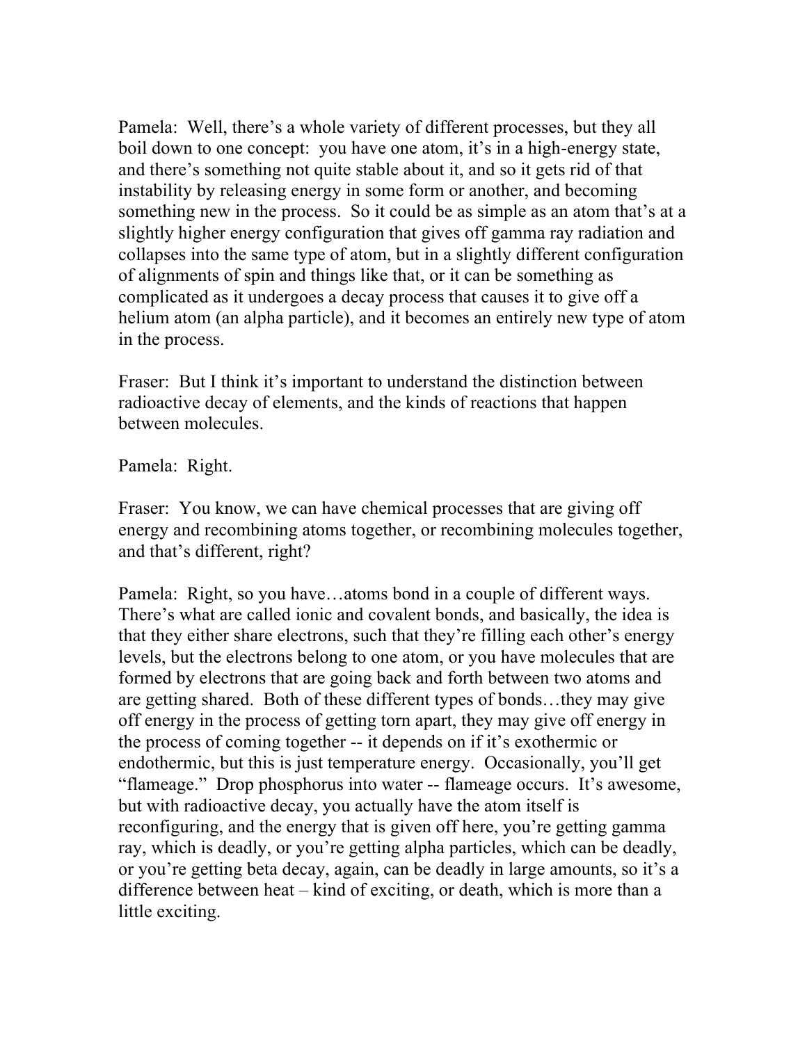Pamela: Well, there's a whole variety of different processes, but they all boil down to one concept: you have one atom, it's in a high-energy state, and there's something not quite stable about it, and so it gets rid of that instability by releasing energy in some form or another, and becoming something new in the process. So it could be as simple as an atom that's at a slightly higher energy configuration that gives off gamma ray radiation and collapses into the same type of atom, but in a slightly different configuration of alignments of spin and things like that, or it can be something as complicated as it undergoes a decay process that causes it to give off a helium atom (an alpha particle), and it becomes an entirely new type of atom in the process.

Fraser: But I think it's important to understand the distinction between radioactive decay of elements, and the kinds of reactions that happen between molecules.

Pamela: Right.

Fraser: You know, we can have chemical processes that are giving off energy and recombining atoms together, or recombining molecules together, and that's different, right?

Pamela: Right, so you have…atoms bond in a couple of different ways. There's what are called ionic and covalent bonds, and basically, the idea is that they either share electrons, such that they're filling each other's energy levels, but the electrons belong to one atom, or you have molecules that are formed by electrons that are going back and forth between two atoms and are getting shared. Both of these different types of bonds…they may give off energy in the process of getting torn apart, they may give off energy in the process of coming together -- it depends on if it's exothermic or endothermic, but this is just temperature energy. Occasionally, you'll get "flameage." Drop phosphorus into water -- flameage occurs. It's awesome, but with radioactive decay, you actually have the atom itself is reconfiguring, and the energy that is given off here, you're getting gamma ray, which is deadly, or you're getting alpha particles, which can be deadly, or you're getting beta decay, again, can be deadly in large amounts, so it's a difference between heat – kind of exciting, or death, which is more than a little exciting.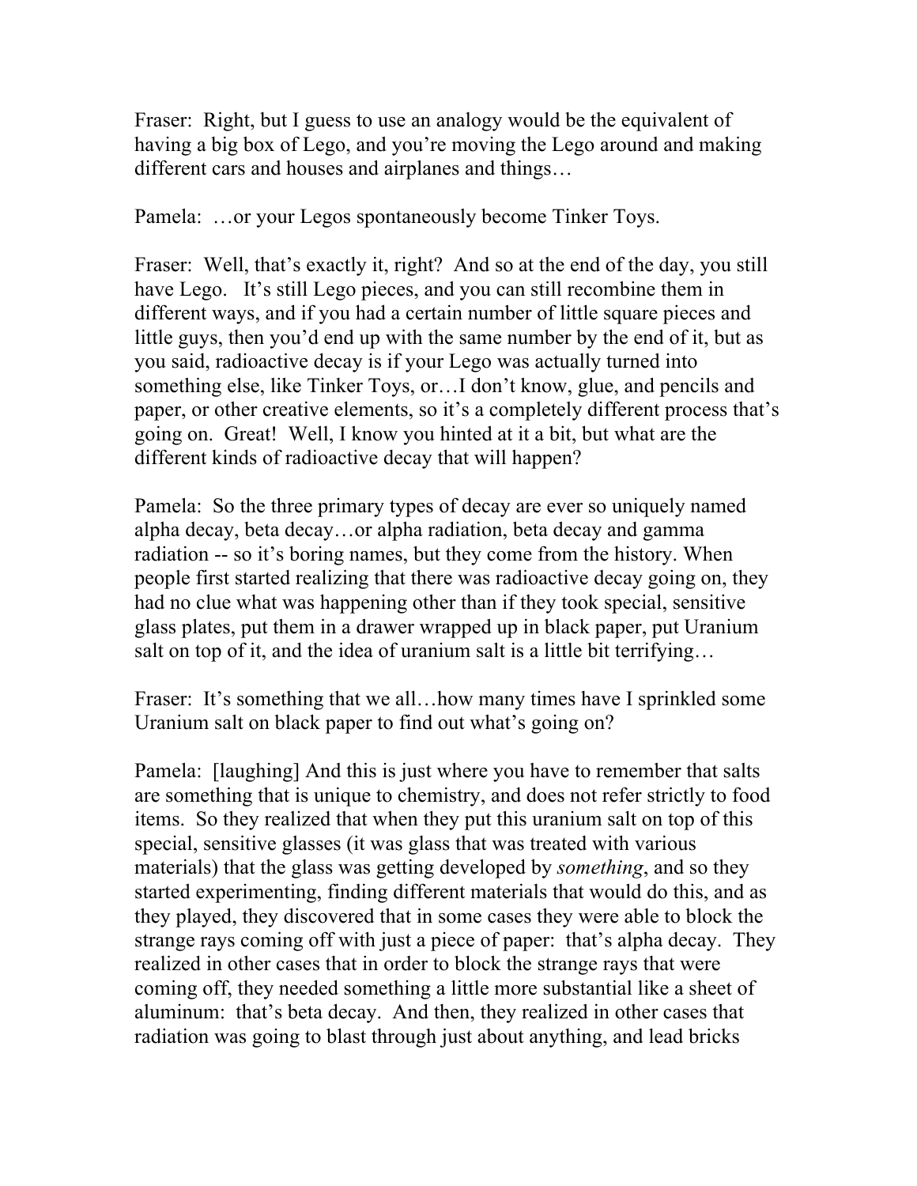Fraser: Right, but I guess to use an analogy would be the equivalent of having a big box of Lego, and you're moving the Lego around and making different cars and houses and airplanes and things…

Pamela: …or your Legos spontaneously become Tinker Toys.

Fraser: Well, that's exactly it, right? And so at the end of the day, you still have Lego. It's still Lego pieces, and you can still recombine them in different ways, and if you had a certain number of little square pieces and little guys, then you'd end up with the same number by the end of it, but as you said, radioactive decay is if your Lego was actually turned into something else, like Tinker Toys, or…I don't know, glue, and pencils and paper, or other creative elements, so it's a completely different process that's going on. Great! Well, I know you hinted at it a bit, but what are the different kinds of radioactive decay that will happen?

Pamela: So the three primary types of decay are ever so uniquely named alpha decay, beta decay…or alpha radiation, beta decay and gamma radiation -- so it's boring names, but they come from the history. When people first started realizing that there was radioactive decay going on, they had no clue what was happening other than if they took special, sensitive glass plates, put them in a drawer wrapped up in black paper, put Uranium salt on top of it, and the idea of uranium salt is a little bit terrifying…

Fraser: It's something that we all…how many times have I sprinkled some Uranium salt on black paper to find out what's going on?

Pamela: [laughing] And this is just where you have to remember that salts are something that is unique to chemistry, and does not refer strictly to food items. So they realized that when they put this uranium salt on top of this special, sensitive glasses (it was glass that was treated with various materials) that the glass was getting developed by *something*, and so they started experimenting, finding different materials that would do this, and as they played, they discovered that in some cases they were able to block the strange rays coming off with just a piece of paper: that's alpha decay. They realized in other cases that in order to block the strange rays that were coming off, they needed something a little more substantial like a sheet of aluminum: that's beta decay. And then, they realized in other cases that radiation was going to blast through just about anything, and lead bricks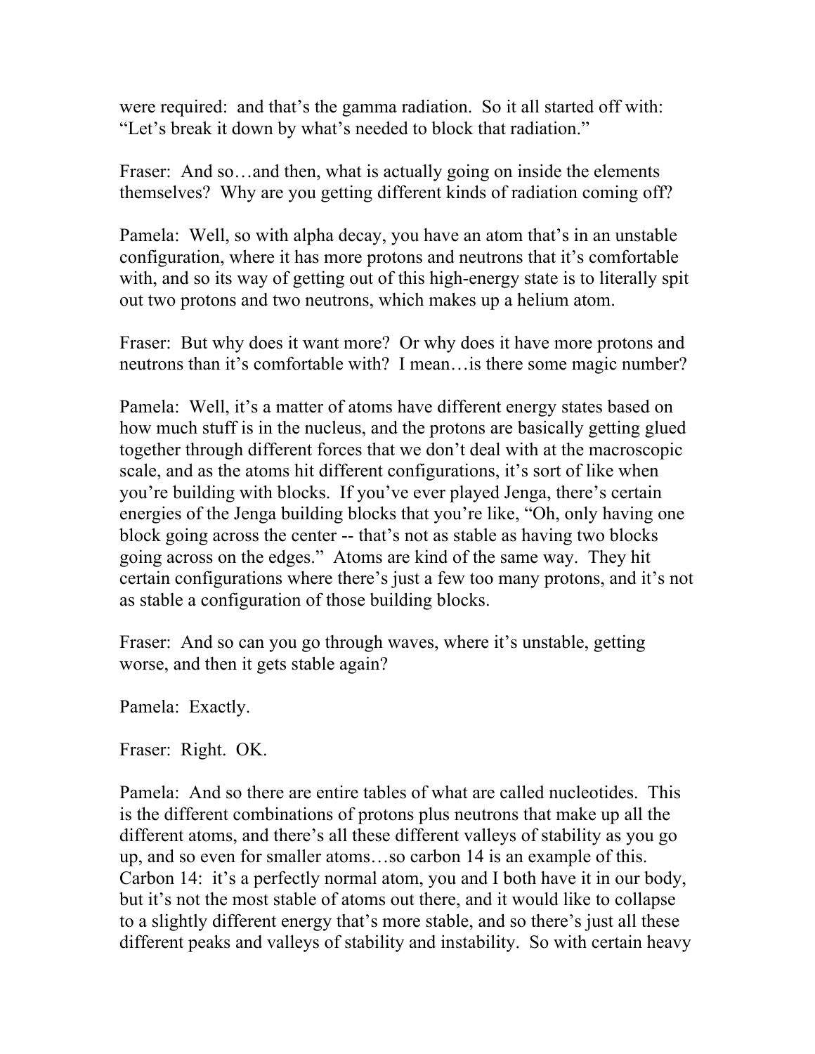were required: and that's the gamma radiation. So it all started off with: "Let's break it down by what's needed to block that radiation."

Fraser: And so…and then, what is actually going on inside the elements themselves? Why are you getting different kinds of radiation coming off?

Pamela: Well, so with alpha decay, you have an atom that's in an unstable configuration, where it has more protons and neutrons that it's comfortable with, and so its way of getting out of this high-energy state is to literally spit out two protons and two neutrons, which makes up a helium atom.

Fraser: But why does it want more? Or why does it have more protons and neutrons than it's comfortable with? I mean…is there some magic number?

Pamela: Well, it's a matter of atoms have different energy states based on how much stuff is in the nucleus, and the protons are basically getting glued together through different forces that we don't deal with at the macroscopic scale, and as the atoms hit different configurations, it's sort of like when you're building with blocks. If you've ever played Jenga, there's certain energies of the Jenga building blocks that you're like, "Oh, only having one block going across the center -- that's not as stable as having two blocks going across on the edges." Atoms are kind of the same way. They hit certain configurations where there's just a few too many protons, and it's not as stable a configuration of those building blocks.

Fraser: And so can you go through waves, where it's unstable, getting worse, and then it gets stable again?

Pamela: Exactly.

Fraser: Right. OK.

Pamela: And so there are entire tables of what are called nucleotides. This is the different combinations of protons plus neutrons that make up all the different atoms, and there's all these different valleys of stability as you go up, and so even for smaller atoms…so carbon 14 is an example of this. Carbon 14: it's a perfectly normal atom, you and I both have it in our body, but it's not the most stable of atoms out there, and it would like to collapse to a slightly different energy that's more stable, and so there's just all these different peaks and valleys of stability and instability. So with certain heavy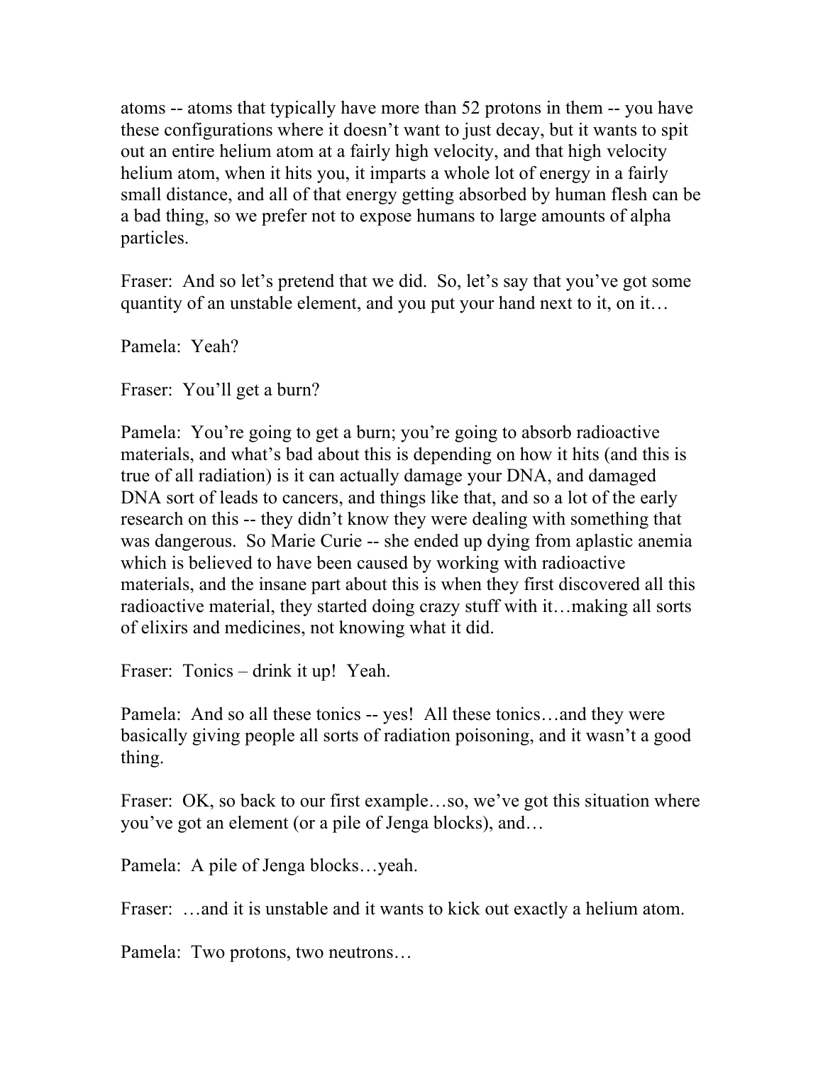atoms -- atoms that typically have more than 52 protons in them -- you have these configurations where it doesn't want to just decay, but it wants to spit out an entire helium atom at a fairly high velocity, and that high velocity helium atom, when it hits you, it imparts a whole lot of energy in a fairly small distance, and all of that energy getting absorbed by human flesh can be a bad thing, so we prefer not to expose humans to large amounts of alpha particles.

Fraser: And so let's pretend that we did. So, let's say that you've got some quantity of an unstable element, and you put your hand next to it, on it…

Pamela: Yeah?

Fraser: You'll get a burn?

Pamela: You're going to get a burn; you're going to absorb radioactive materials, and what's bad about this is depending on how it hits (and this is true of all radiation) is it can actually damage your DNA, and damaged DNA sort of leads to cancers, and things like that, and so a lot of the early research on this -- they didn't know they were dealing with something that was dangerous. So Marie Curie -- she ended up dying from aplastic anemia which is believed to have been caused by working with radioactive materials, and the insane part about this is when they first discovered all this radioactive material, they started doing crazy stuff with it…making all sorts of elixirs and medicines, not knowing what it did.

Fraser: Tonics – drink it up! Yeah.

Pamela: And so all these tonics -- yes! All these tonics…and they were basically giving people all sorts of radiation poisoning, and it wasn't a good thing.

Fraser: OK, so back to our first example…so, we've got this situation where you've got an element (or a pile of Jenga blocks), and…

Pamela: A pile of Jenga blocks…yeah.

Fraser: …and it is unstable and it wants to kick out exactly a helium atom.

Pamela: Two protons, two neutrons…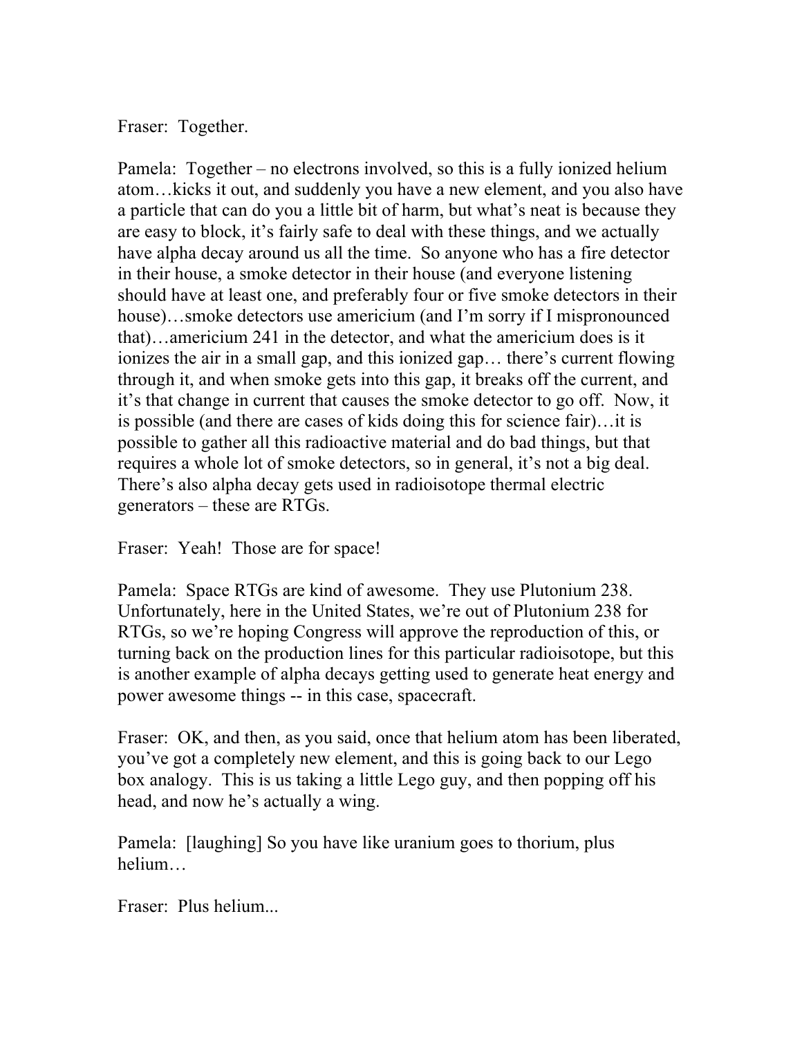Fraser: Together.

Pamela: Together – no electrons involved, so this is a fully ionized helium atom…kicks it out, and suddenly you have a new element, and you also have a particle that can do you a little bit of harm, but what's neat is because they are easy to block, it's fairly safe to deal with these things, and we actually have alpha decay around us all the time. So anyone who has a fire detector in their house, a smoke detector in their house (and everyone listening should have at least one, and preferably four or five smoke detectors in their house)…smoke detectors use americium (and I'm sorry if I mispronounced that)…americium 241 in the detector, and what the americium does is it ionizes the air in a small gap, and this ionized gap… there's current flowing through it, and when smoke gets into this gap, it breaks off the current, and it's that change in current that causes the smoke detector to go off. Now, it is possible (and there are cases of kids doing this for science fair)…it is possible to gather all this radioactive material and do bad things, but that requires a whole lot of smoke detectors, so in general, it's not a big deal. There's also alpha decay gets used in radioisotope thermal electric generators – these are RTGs.

Fraser: Yeah! Those are for space!

Pamela: Space RTGs are kind of awesome. They use Plutonium 238. Unfortunately, here in the United States, we're out of Plutonium 238 for RTGs, so we're hoping Congress will approve the reproduction of this, or turning back on the production lines for this particular radioisotope, but this is another example of alpha decays getting used to generate heat energy and power awesome things -- in this case, spacecraft.

Fraser: OK, and then, as you said, once that helium atom has been liberated, you've got a completely new element, and this is going back to our Lego box analogy. This is us taking a little Lego guy, and then popping off his head, and now he's actually a wing.

Pamela: [laughing] So you have like uranium goes to thorium, plus helium…

Fraser: Plus helium...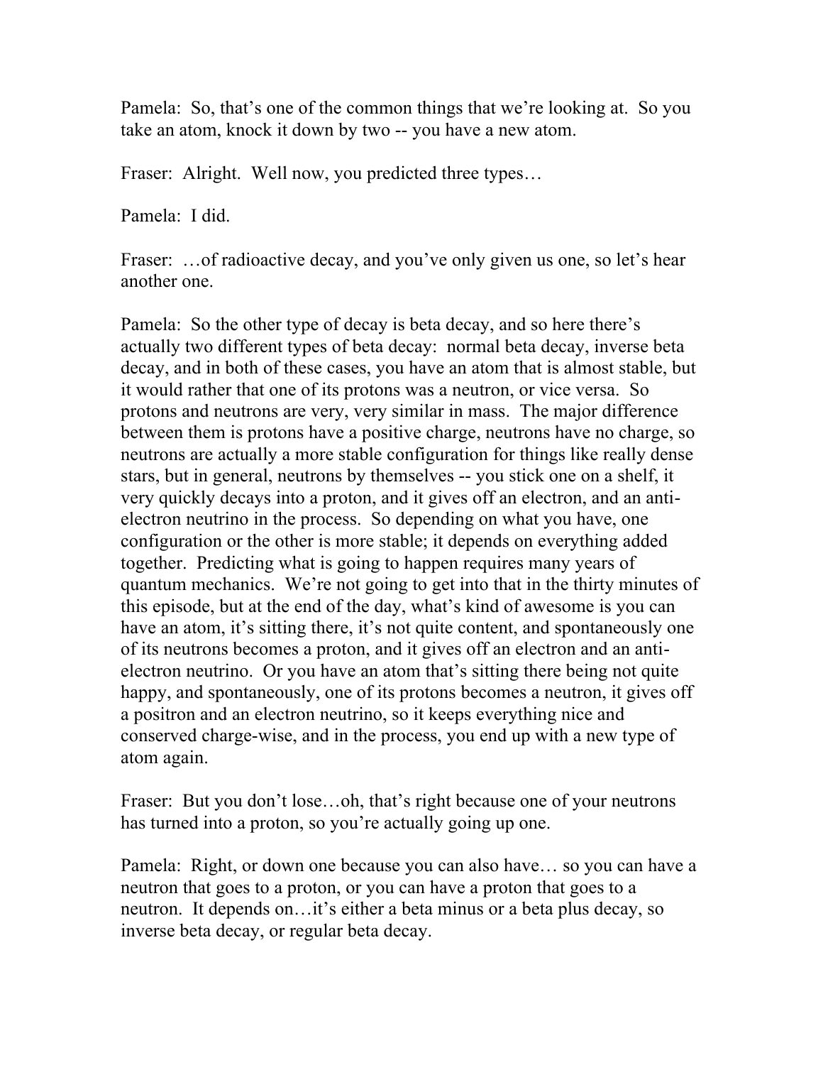Pamela: So, that's one of the common things that we're looking at. So you take an atom, knock it down by two -- you have a new atom.

Fraser: Alright. Well now, you predicted three types…

Pamela: I did.

Fraser: …of radioactive decay, and you've only given us one, so let's hear another one.

Pamela: So the other type of decay is beta decay, and so here there's actually two different types of beta decay: normal beta decay, inverse beta decay, and in both of these cases, you have an atom that is almost stable, but it would rather that one of its protons was a neutron, or vice versa. So protons and neutrons are very, very similar in mass. The major difference between them is protons have a positive charge, neutrons have no charge, so neutrons are actually a more stable configuration for things like really dense stars, but in general, neutrons by themselves -- you stick one on a shelf, it very quickly decays into a proton, and it gives off an electron, and an anti-electron neutrino in the process. So depending on what you have, one configuration or the other is more stable; it depends on everything added together. Predicting what is going to happen requires many years of quantum mechanics. We're not going to get into that in the thirty minutes of this episode, but at the end of the day, what's kind of awesome is you can have an atom, it's sitting there, it's not quite content, and spontaneously one of its neutrons becomes a proton, and it gives off an electron and an anti-electron neutrino. Or you have an atom that's sitting there being not quite happy, and spontaneously, one of its protons becomes a neutron, it gives off a positron and an electron neutrino, so it keeps everything nice and conserved charge-wise, and in the process, you end up with a new type of atom again.

Fraser: But you don't lose…oh, that's right because one of your neutrons has turned into a proton, so you're actually going up one.

Pamela: Right, or down one because you can also have… so you can have a neutron that goes to a proton, or you can have a proton that goes to a neutron. It depends on…it's either a beta minus or a beta plus decay, so inverse beta decay, or regular beta decay.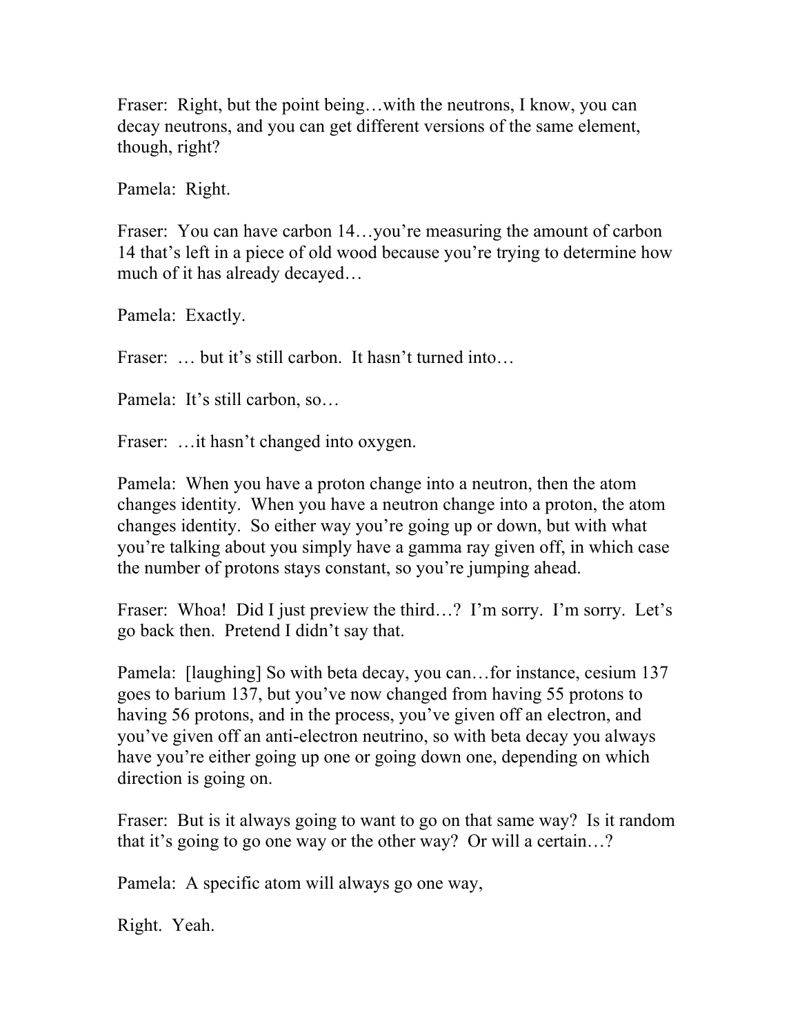Fraser: Right, but the point being…with the neutrons, I know, you can decay neutrons, and you can get different versions of the same element, though, right?

Pamela: Right.

Fraser: You can have carbon 14…you're measuring the amount of carbon 14 that's left in a piece of old wood because you're trying to determine how much of it has already decayed…

Pamela: Exactly.

Fraser: … but it's still carbon. It hasn't turned into…

Pamela: It's still carbon, so…

Fraser: …it hasn't changed into oxygen.

Pamela: When you have a proton change into a neutron, then the atom changes identity. When you have a neutron change into a proton, the atom changes identity. So either way you're going up or down, but with what you're talking about you simply have a gamma ray given off, in which case the number of protons stays constant, so you're jumping ahead.

Fraser: Whoa! Did I just preview the third…? I'm sorry. I'm sorry. Let's go back then. Pretend I didn't say that.

Pamela: [laughing] So with beta decay, you can…for instance, cesium 137 goes to barium 137, but you've now changed from having 55 protons to having 56 protons, and in the process, you've given off an electron, and you've given off an anti-electron neutrino, so with beta decay you always have you're either going up one or going down one, depending on which direction is going on.

Fraser: But is it always going to want to go on that same way? Is it random that it's going to go one way or the other way? Or will a certain…?

Pamela: A specific atom will always go one way,

Right. Yeah.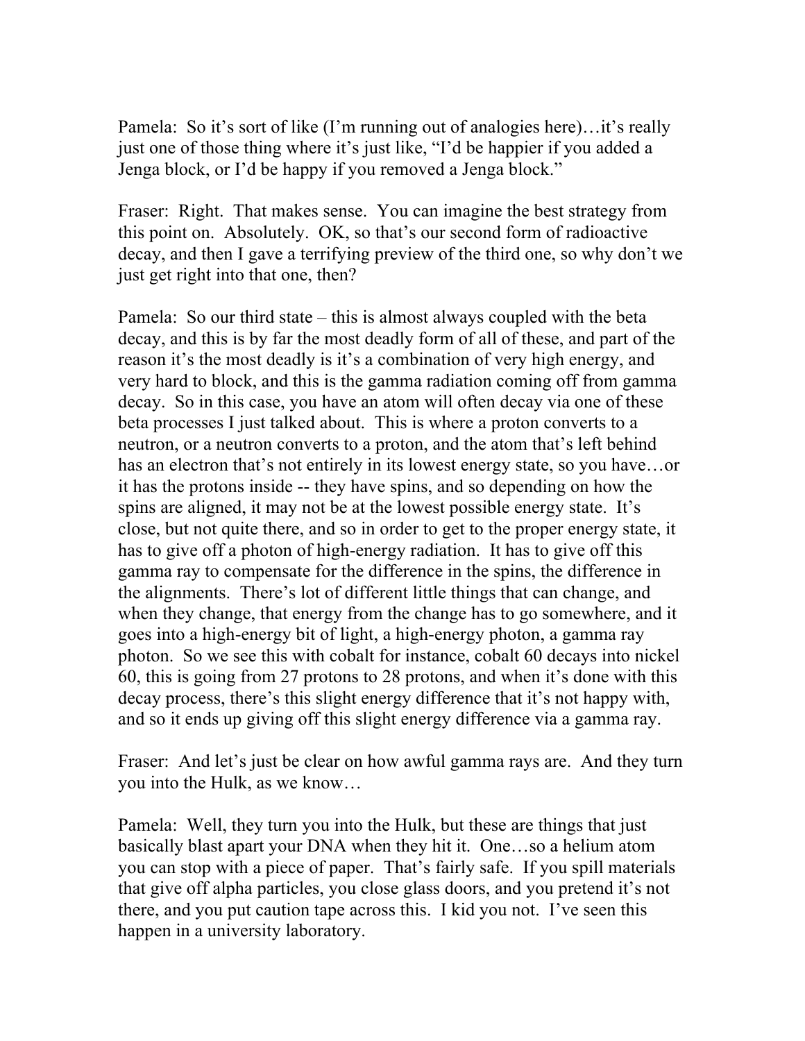Pamela: So it's sort of like (I'm running out of analogies here)…it's really just one of those thing where it's just like, "I'd be happier if you added a Jenga block, or I'd be happy if you removed a Jenga block."

Fraser: Right. That makes sense. You can imagine the best strategy from this point on. Absolutely. OK, so that's our second form of radioactive decay, and then I gave a terrifying preview of the third one, so why don't we just get right into that one, then?

Pamela: So our third state – this is almost always coupled with the beta decay, and this is by far the most deadly form of all of these, and part of the reason it's the most deadly is it's a combination of very high energy, and very hard to block, and this is the gamma radiation coming off from gamma decay. So in this case, you have an atom will often decay via one of these beta processes I just talked about. This is where a proton converts to a neutron, or a neutron converts to a proton, and the atom that's left behind has an electron that's not entirely in its lowest energy state, so you have…or it has the protons inside -- they have spins, and so depending on how the spins are aligned, it may not be at the lowest possible energy state. It's close, but not quite there, and so in order to get to the proper energy state, it has to give off a photon of high-energy radiation. It has to give off this gamma ray to compensate for the difference in the spins, the difference in the alignments. There's lot of different little things that can change, and when they change, that energy from the change has to go somewhere, and it goes into a high-energy bit of light, a high-energy photon, a gamma ray photon. So we see this with cobalt for instance, cobalt 60 decays into nickel 60, this is going from 27 protons to 28 protons, and when it's done with this decay process, there's this slight energy difference that it's not happy with, and so it ends up giving off this slight energy difference via a gamma ray.

Fraser: And let's just be clear on how awful gamma rays are. And they turn you into the Hulk, as we know…

Pamela: Well, they turn you into the Hulk, but these are things that just basically blast apart your DNA when they hit it. One…so a helium atom you can stop with a piece of paper. That's fairly safe. If you spill materials that give off alpha particles, you close glass doors, and you pretend it's not there, and you put caution tape across this. I kid you not. I've seen this happen in a university laboratory.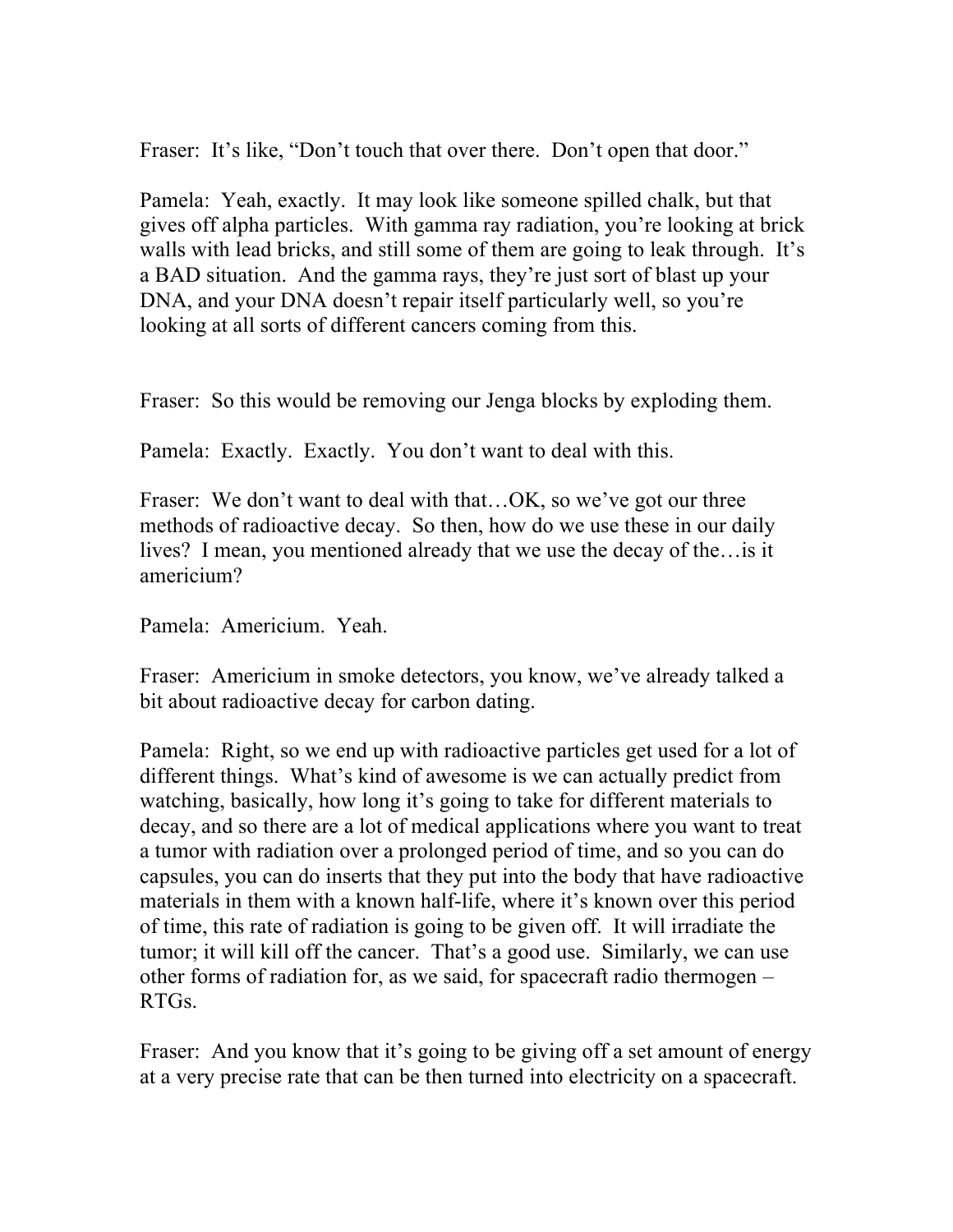Fraser: It's like, "Don't touch that over there. Don't open that door."

Pamela: Yeah, exactly. It may look like someone spilled chalk, but that gives off alpha particles. With gamma ray radiation, you're looking at brick walls with lead bricks, and still some of them are going to leak through. It's a BAD situation. And the gamma rays, they're just sort of blast up your DNA, and your DNA doesn't repair itself particularly well, so you're looking at all sorts of different cancers coming from this.

Fraser: So this would be removing our Jenga blocks by exploding them.

Pamela: Exactly. Exactly. You don't want to deal with this.

Fraser: We don't want to deal with that…OK, so we've got our three methods of radioactive decay. So then, how do we use these in our daily lives? I mean, you mentioned already that we use the decay of the…is it americium?

Pamela: Americium. Yeah.

Fraser: Americium in smoke detectors, you know, we've already talked a bit about radioactive decay for carbon dating.

Pamela: Right, so we end up with radioactive particles get used for a lot of different things. What's kind of awesome is we can actually predict from watching, basically, how long it's going to take for different materials to decay, and so there are a lot of medical applications where you want to treat a tumor with radiation over a prolonged period of time, and so you can do capsules, you can do inserts that they put into the body that have radioactive materials in them with a known half-life, where it's known over this period of time, this rate of radiation is going to be given off. It will irradiate the tumor; it will kill off the cancer. That's a good use. Similarly, we can use other forms of radiation for, as we said, for spacecraft radio thermogen – RTGs.

Fraser: And you know that it's going to be giving off a set amount of energy at a very precise rate that can be then turned into electricity on a spacecraft.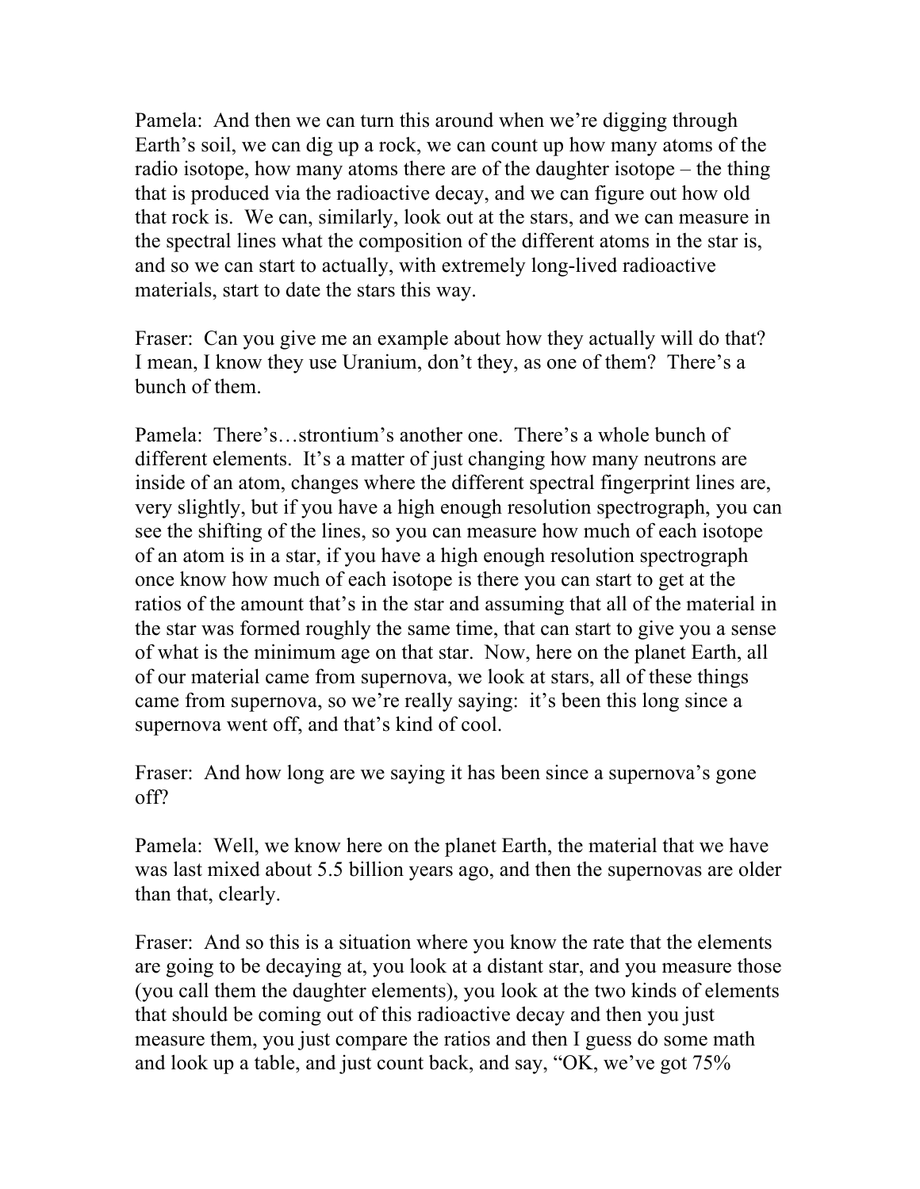Pamela: And then we can turn this around when we're digging through Earth's soil, we can dig up a rock, we can count up how many atoms of the radio isotope, how many atoms there are of the daughter isotope – the thing that is produced via the radioactive decay, and we can figure out how old that rock is. We can, similarly, look out at the stars, and we can measure in the spectral lines what the composition of the different atoms in the star is, and so we can start to actually, with extremely long-lived radioactive materials, start to date the stars this way.

Fraser: Can you give me an example about how they actually will do that? I mean, I know they use Uranium, don't they, as one of them? There's a bunch of them.

Pamela: There's…strontium's another one. There's a whole bunch of different elements. It's a matter of just changing how many neutrons are inside of an atom, changes where the different spectral fingerprint lines are, very slightly, but if you have a high enough resolution spectrograph, you can see the shifting of the lines, so you can measure how much of each isotope of an atom is in a star, if you have a high enough resolution spectrograph once know how much of each isotope is there you can start to get at the ratios of the amount that's in the star and assuming that all of the material in the star was formed roughly the same time, that can start to give you a sense of what is the minimum age on that star. Now, here on the planet Earth, all of our material came from supernova, we look at stars, all of these things came from supernova, so we're really saying: it's been this long since a supernova went off, and that's kind of cool.

Fraser: And how long are we saying it has been since a supernova's gone off?

Pamela: Well, we know here on the planet Earth, the material that we have was last mixed about 5.5 billion years ago, and then the supernovas are older than that, clearly.

Fraser: And so this is a situation where you know the rate that the elements are going to be decaying at, you look at a distant star, and you measure those (you call them the daughter elements), you look at the two kinds of elements that should be coming out of this radioactive decay and then you just measure them, you just compare the ratios and then I guess do some math and look up a table, and just count back, and say, "OK, we've got 75%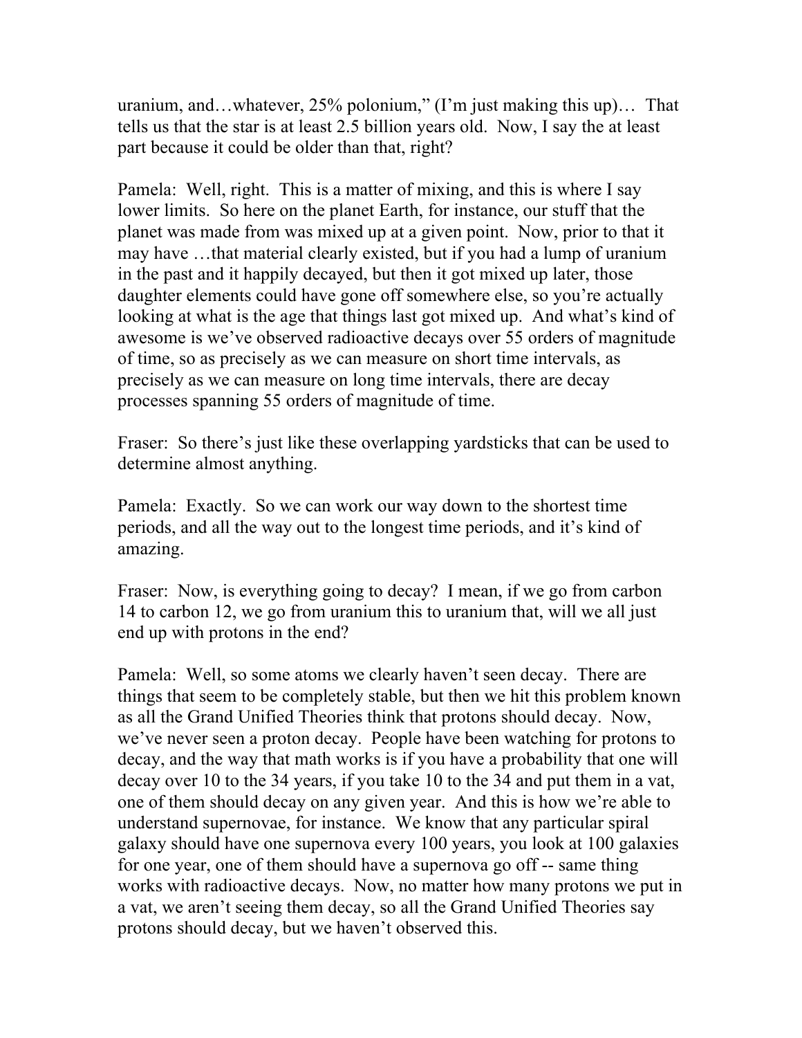uranium, and…whatever, 25% polonium," (I'm just making this up)… That tells us that the star is at least 2.5 billion years old. Now, I say the at least part because it could be older than that, right?

Pamela: Well, right. This is a matter of mixing, and this is where I say lower limits. So here on the planet Earth, for instance, our stuff that the planet was made from was mixed up at a given point. Now, prior to that it may have …that material clearly existed, but if you had a lump of uranium in the past and it happily decayed, but then it got mixed up later, those daughter elements could have gone off somewhere else, so you're actually looking at what is the age that things last got mixed up. And what's kind of awesome is we've observed radioactive decays over 55 orders of magnitude of time, so as precisely as we can measure on short time intervals, as precisely as we can measure on long time intervals, there are decay processes spanning 55 orders of magnitude of time.

Fraser: So there's just like these overlapping yardsticks that can be used to determine almost anything.

Pamela: Exactly. So we can work our way down to the shortest time periods, and all the way out to the longest time periods, and it's kind of amazing.

Fraser: Now, is everything going to decay? I mean, if we go from carbon 14 to carbon 12, we go from uranium this to uranium that, will we all just end up with protons in the end?

Pamela: Well, so some atoms we clearly haven't seen decay. There are things that seem to be completely stable, but then we hit this problem known as all the Grand Unified Theories think that protons should decay. Now, we've never seen a proton decay. People have been watching for protons to decay, and the way that math works is if you have a probability that one will decay over 10 to the 34 years, if you take 10 to the 34 and put them in a vat, one of them should decay on any given year. And this is how we're able to understand supernovae, for instance. We know that any particular spiral galaxy should have one supernova every 100 years, you look at 100 galaxies for one year, one of them should have a supernova go off -- same thing works with radioactive decays. Now, no matter how many protons we put in a vat, we aren't seeing them decay, so all the Grand Unified Theories say protons should decay, but we haven't observed this.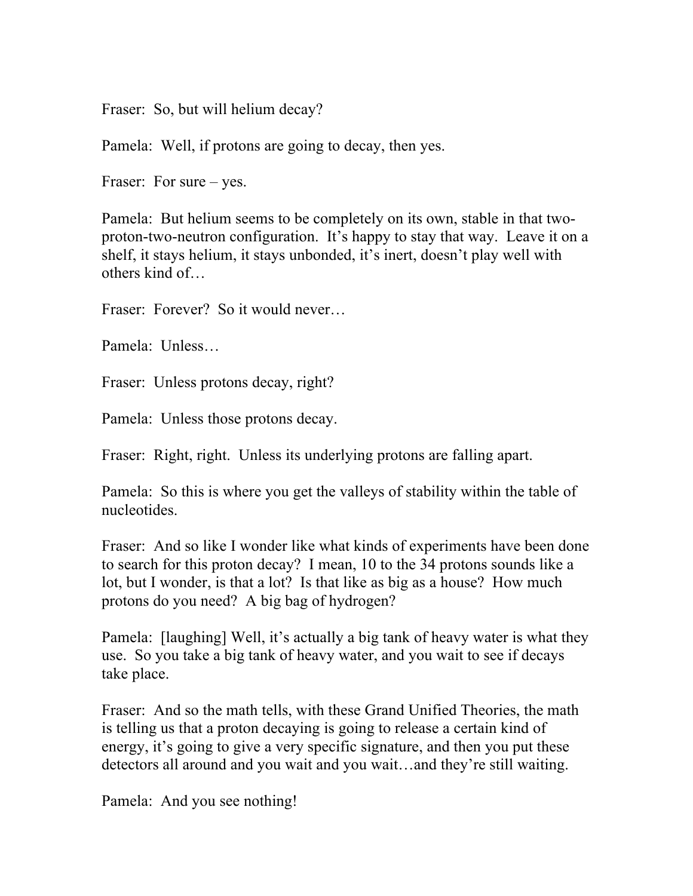Fraser: So, but will helium decay?

Pamela: Well, if protons are going to decay, then yes.

Fraser: For sure – yes.

Pamela: But helium seems to be completely on its own, stable in that two-proton-two-neutron configuration. It's happy to stay that way. Leave it on a shelf, it stays helium, it stays unbonded, it's inert, doesn't play well with others kind of…

Fraser: Forever? So it would never…

Pamela: Unless…

Fraser: Unless protons decay, right?

Pamela: Unless those protons decay.

Fraser: Right, right. Unless its underlying protons are falling apart.

Pamela: So this is where you get the valleys of stability within the table of nucleotides.

Fraser: And so like I wonder like what kinds of experiments have been done to search for this proton decay? I mean, 10 to the 34 protons sounds like a lot, but I wonder, is that a lot? Is that like as big as a house? How much protons do you need? A big bag of hydrogen?

Pamela: [laughing] Well, it's actually a big tank of heavy water is what they use. So you take a big tank of heavy water, and you wait to see if decays take place.

Fraser: And so the math tells, with these Grand Unified Theories, the math is telling us that a proton decaying is going to release a certain kind of energy, it's going to give a very specific signature, and then you put these detectors all around and you wait and you wait…and they're still waiting.

Pamela: And you see nothing!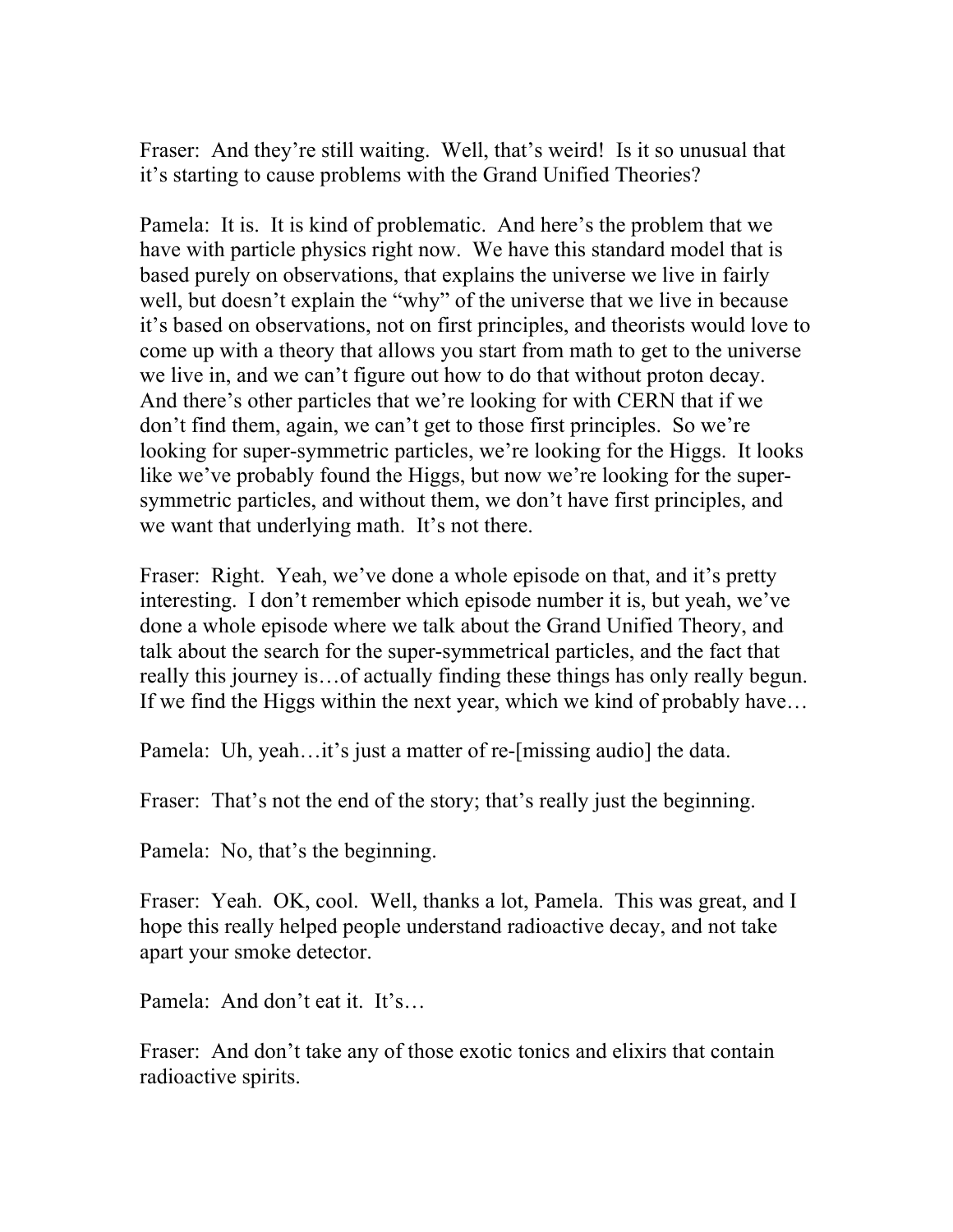Fraser: And they're still waiting. Well, that's weird! Is it so unusual that it's starting to cause problems with the Grand Unified Theories?

Pamela: It is. It is kind of problematic. And here's the problem that we have with particle physics right now. We have this standard model that is based purely on observations, that explains the universe we live in fairly well, but doesn't explain the "why" of the universe that we live in because it's based on observations, not on first principles, and theorists would love to come up with a theory that allows you start from math to get to the universe we live in, and we can't figure out how to do that without proton decay. And there's other particles that we're looking for with CERN that if we don't find them, again, we can't get to those first principles. So we're looking for super-symmetric particles, we're looking for the Higgs. It looks like we've probably found the Higgs, but now we're looking for the super-symmetric particles, and without them, we don't have first principles, and we want that underlying math. It's not there.

Fraser: Right. Yeah, we've done a whole episode on that, and it's pretty interesting. I don't remember which episode number it is, but yeah, we've done a whole episode where we talk about the Grand Unified Theory, and talk about the search for the super-symmetrical particles, and the fact that really this journey is…of actually finding these things has only really begun. If we find the Higgs within the next year, which we kind of probably have…

Pamela: Uh, yeah…it's just a matter of re-[missing audio] the data.

Fraser: That's not the end of the story; that's really just the beginning.

Pamela: No, that's the beginning.

Fraser: Yeah. OK, cool. Well, thanks a lot, Pamela. This was great, and I hope this really helped people understand radioactive decay, and not take apart your smoke detector.

Pamela: And don't eat it. It's…

Fraser: And don't take any of those exotic tonics and elixirs that contain radioactive spirits.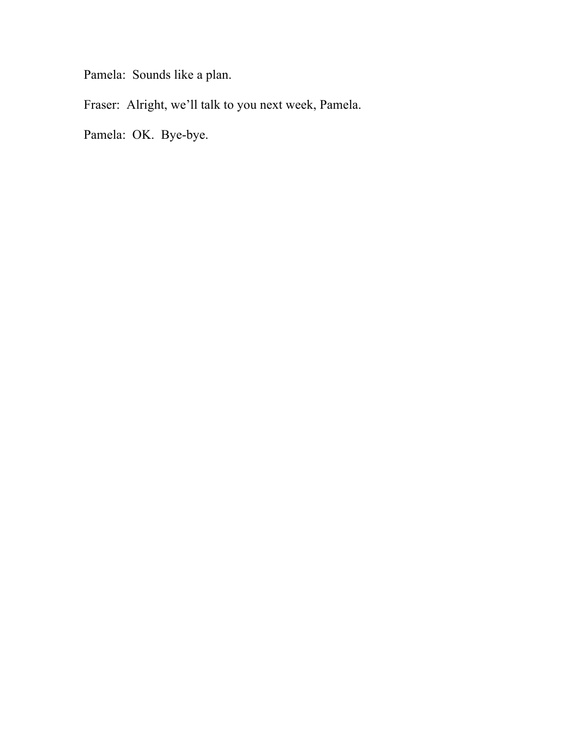Pamela: Sounds like a plan.

Fraser: Alright, we'll talk to you next week, Pamela.

Pamela: OK. Bye-bye.